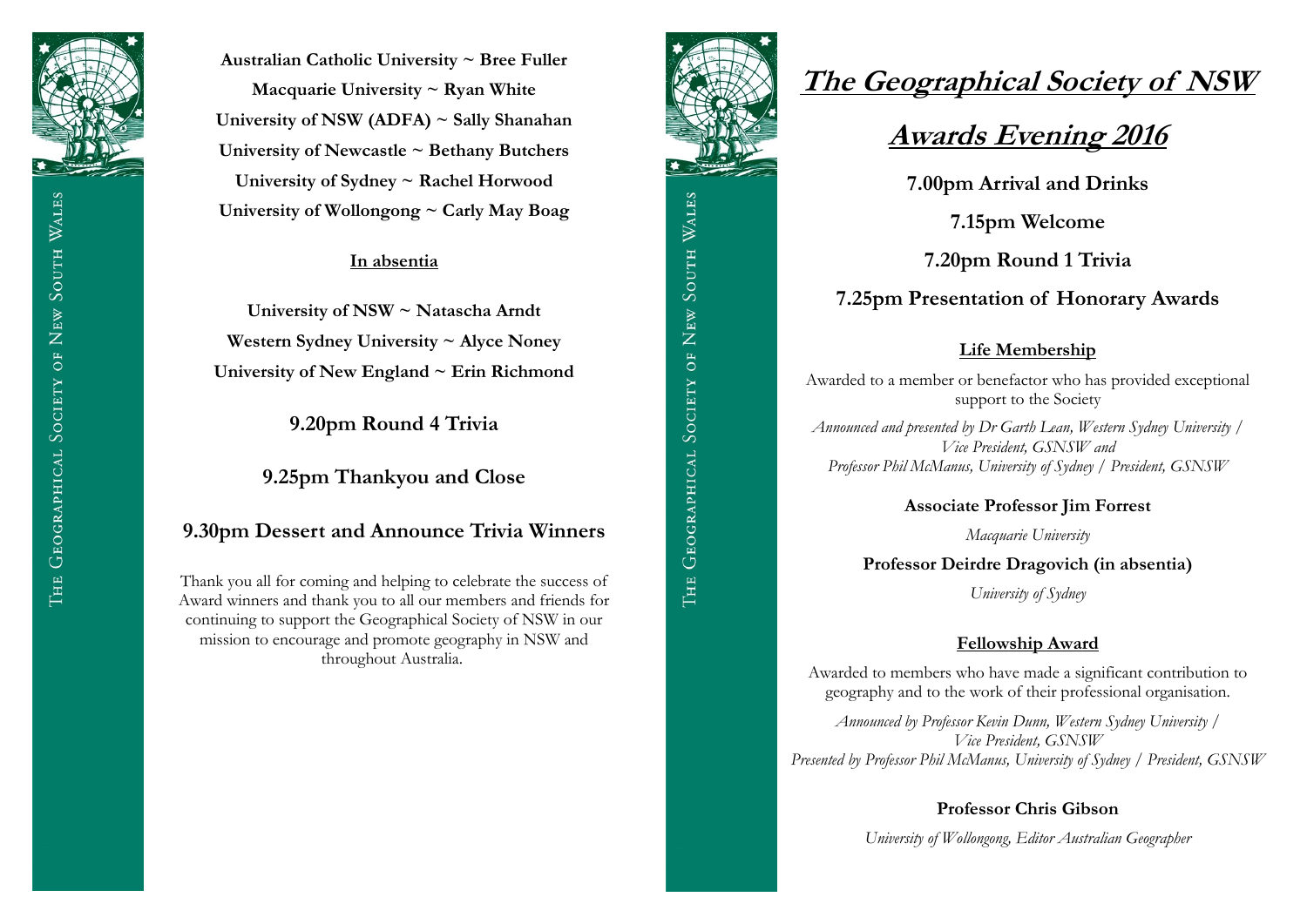**Australian Catholic University ~ Bree Fuller**

**Macquarie University ~ Ryan White**

**University of NSW (ADFA) ~ Sally Shanahan**

**University of Newcastle ~ Bethany Butchers**

**University of Sydney ~ Rachel Horwood**

**University of Wollongong ~ Carly May Boag**

**In absentia**

**University of NSW ~ Natascha Arndt**

**Western Sydney University ~ Alyce Noney**

**University of New England ~ Erin Richmond**

**9.20pm Round 4 Trivia**

**9.25pm Thankyou and Close**

**9.30pm Dessert and Announce Trivia Winners**

Thank you all for coming and helping to celebrate the success of Award winners and thank you to all our members and friends for continuing to support the Geographical Society of NSW in our mission to encourage and promote geography in NSW and throughout Australia.

# The Geographical Society of NSW

## Awards Evening 2016

**7.00pm Arrival and Drinks**

**7.15pm Welcome**

**7.20pm Round 1 Trivia**

**7.25pm Presentation of Honorary Awards**

### Life Membership

Awarded to a member or benefactor who has provided exceptional support to the Society

*Announced and presented by Dr Garth Lean, Western Sydney University / Vice President, GSNSW and Professor Phil McManus, University of Sydney / President, GSNSW*

**Associate Professor Jim Forrest**

*Macquarie University*

**Professor Deirdre Dragovich (in absentia)**

*University of Sydney*

### Fellowship Award

Awarded to members who have made a significant contribution to geography and to the work of their professional organisation.

*Announced by Professor Kevin Dunn, Western Sydney University / Vice President, GSNSW*
*Presented by Professor Phil McManus, University of Sydney / President, GSNSW*

**Professor Chris Gibson**

*University of Wollongong, Editor Australian Geographer*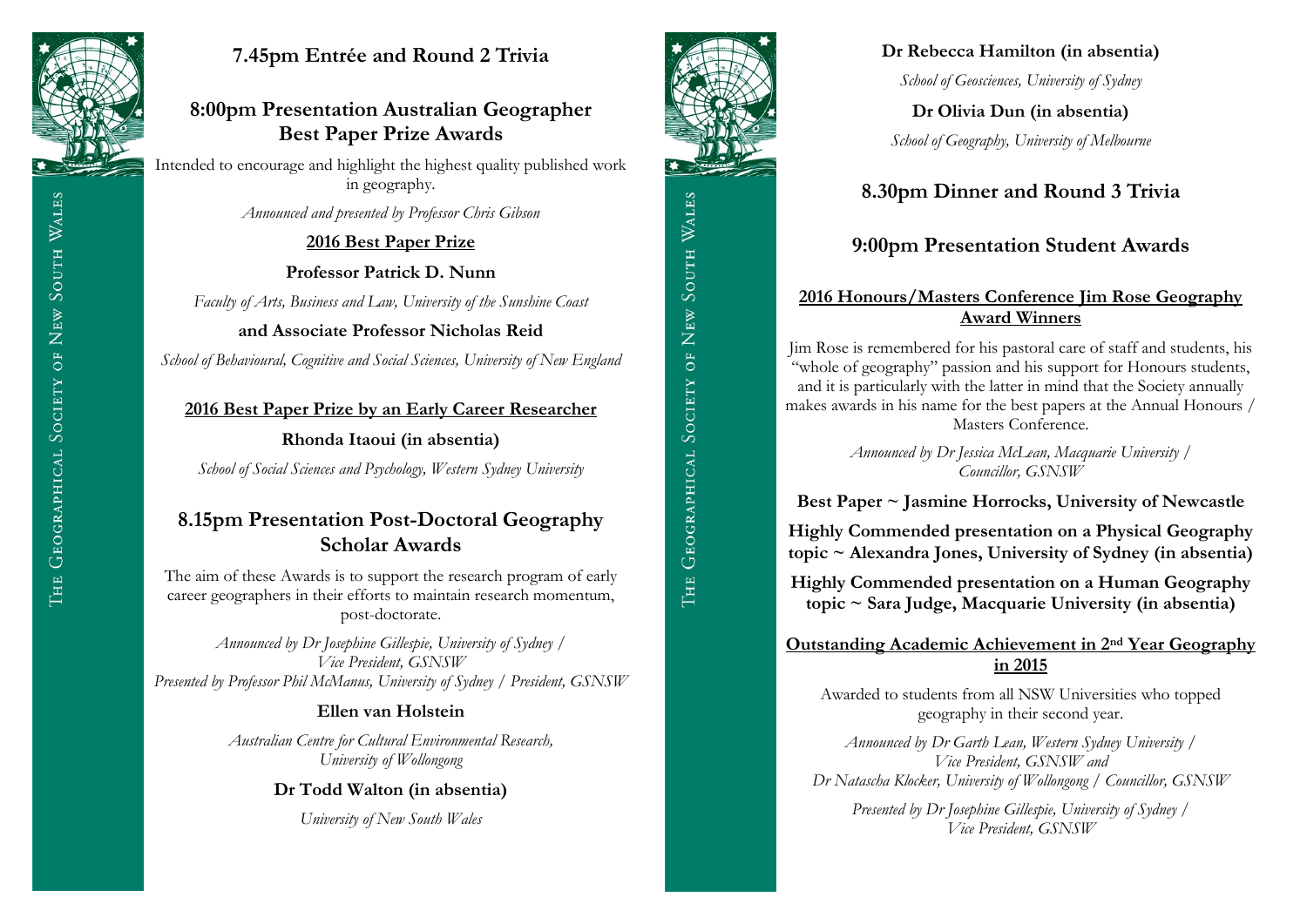## 7.45pm Entrée and Round 2 Trivia

## 8:00pm Presentation Australian Geographer Best Paper Prize Awards

Intended to encourage and highlight the highest quality published work in geography.

*Announced and presented by Professor Chris Gibson*

**2016 Best Paper Prize**

**Professor Patrick D. Nunn**

*Faculty of Arts, Business and Law, University of the Sunshine Coast*

**and Associate Professor Nicholas Reid**

*School of Behavioural, Cognitive and Social Sciences, University of New England*

**2016 Best Paper Prize by an Early Career Researcher**

**Rhonda Itaoui (in absentia)**

*School of Social Sciences and Psychology, Western Sydney University*

## 8.15pm Presentation Post-Doctoral Geography Scholar Awards

The aim of these Awards is to support the research program of early career geographers in their efforts to maintain research momentum, post-doctorate.

*Announced by Dr Josephine Gillespie, University of Sydney / Vice President, GSNSW*
*Presented by Professor Phil McManus, University of Sydney / President, GSNSW*

**Ellen van Holstein**

*Australian Centre for Cultural Environmental Research, University of Wollongong*

**Dr Todd Walton (in absentia)**

*University of New South Wales*

**Dr Rebecca Hamilton (in absentia)**

*School of Geosciences, University of Sydney*

**Dr Olivia Dun (in absentia)**

*School of Geography, University of Melbourne*

## 8.30pm Dinner and Round 3 Trivia

## 9:00pm Presentation Student Awards

**2016 Honours/Masters Conference Jim Rose Geography Award Winners**

Jim Rose is remembered for his pastoral care of staff and students, his "whole of geography" passion and his support for Honours students, and it is particularly with the latter in mind that the Society annually makes awards in his name for the best papers at the Annual Honours / Masters Conference.

*Announced by Dr Jessica McLean, Macquarie University / Councillor, GSNSW*

**Best Paper ~ Jasmine Horrocks, University of Newcastle**

**Highly Commended presentation on a Physical Geography topic ~ Alexandra Jones, University of Sydney (in absentia)**

**Highly Commended presentation on a Human Geography topic ~ Sara Judge, Macquarie University (in absentia)**

**Outstanding Academic Achievement in 2nd Year Geography in 2015**

Awarded to students from all NSW Universities who topped geography in their second year.

*Announced by Dr Garth Lean, Western Sydney University / Vice President, GSNSW and Dr Natascha Klocker, University of Wollongong / Councillor, GSNSW*

*Presented by Dr Josephine Gillespie, University of Sydney / Vice President, GSNSW*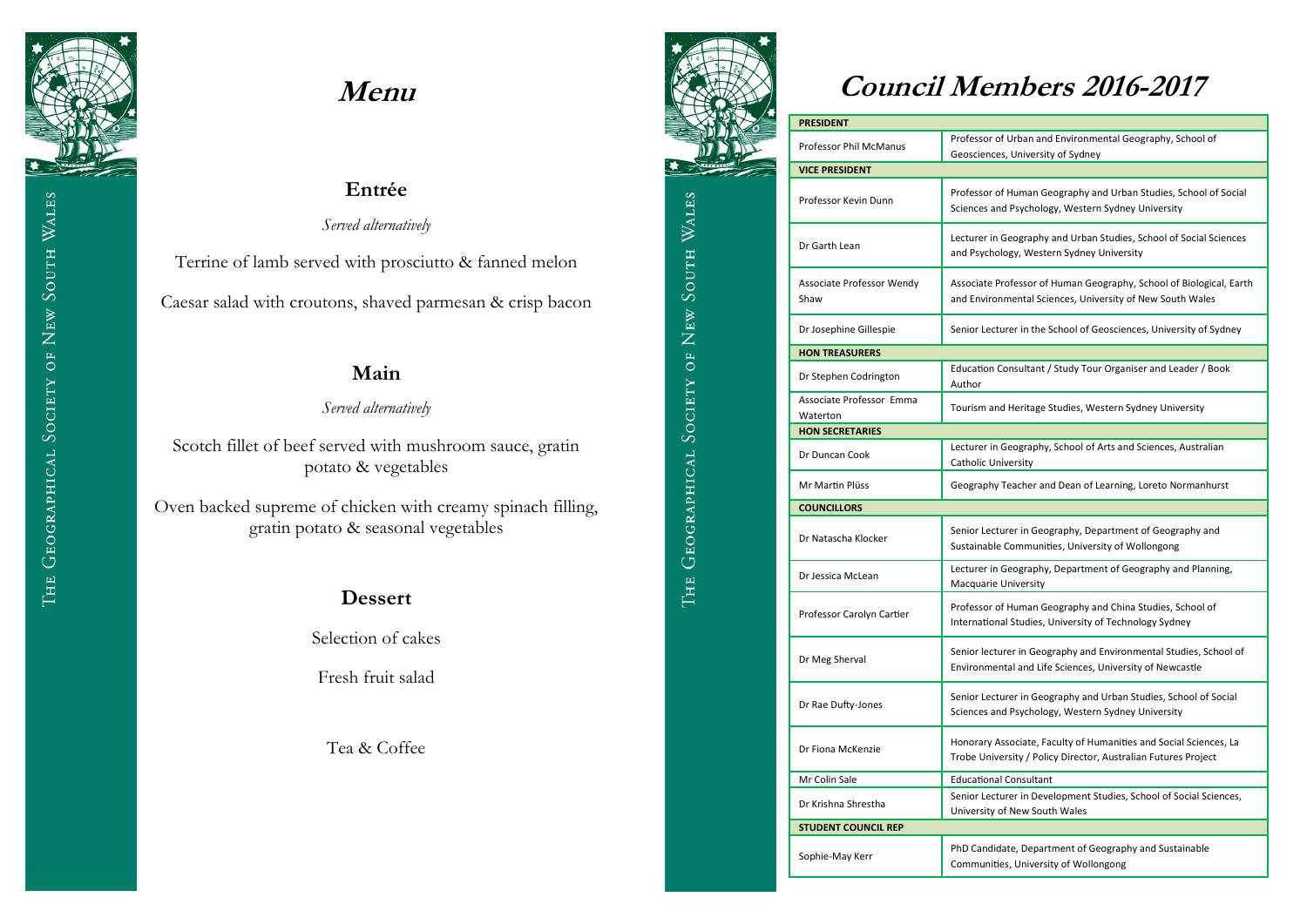THE GEOGRAPHICAL SOCIETY OF NEW SOUTH WALES

# Menu

## Entrée

*Served alternatively*

Terrine of lamb served with prosciutto & fanned melon

Caesar salad with croutons, shaved parmesan & crisp bacon

## Main

*Served alternatively*

Scotch fillet of beef served with mushroom sauce, gratin potato & vegetables

Oven backed supreme of chicken with creamy spinach filling, gratin potato & seasonal vegetables

## Dessert

Selection of cakes

Fresh fruit salad

Tea & Coffee

THE GEOGRAPHICAL SOCIETY OF NEW SOUTH WALES

# Council Members 2016-2017

| | |
|---|---|
| **PRESIDENT** | |
| Professor Phil McManus | Professor of Urban and Environmental Geography, School of Geosciences, University of Sydney |
| **VICE PRESIDENT** | |
| Professor Kevin Dunn | Professor of Human Geography and Urban Studies, School of Social Sciences and Psychology, Western Sydney University |
| Dr Garth Lean | Lecturer in Geography and Urban Studies, School of Social Sciences and Psychology, Western Sydney University |
| Associate Professor Wendy Shaw | Associate Professor of Human Geography, School of Biological, Earth and Environmental Sciences, University of New South Wales |
| Dr Josephine Gillespie | Senior Lecturer in the School of Geosciences, University of Sydney |
| **HON TREASURERS** | |
| Dr Stephen Codrington | Education Consultant / Study Tour Organiser and Leader / Book Author |
| Associate Professor Emma Waterton | Tourism and Heritage Studies, Western Sydney University |
| **HON SECRETARIES** | |
| Dr Duncan Cook | Lecturer in Geography, School of Arts and Sciences, Australian Catholic University |
| Mr Martin Plüss | Geography Teacher and Dean of Learning, Loreto Normanhurst |
| **COUNCILLORS** | |
| Dr Natascha Klocker | Senior Lecturer in Geography, Department of Geography and Sustainable Communities, University of Wollongong |
| Dr Jessica McLean | Lecturer in Geography, Department of Geography and Planning, Macquarie University |
| Professor Carolyn Cartier | Professor of Human Geography and China Studies, School of International Studies, University of Technology Sydney |
| Dr Meg Sherval | Senior lecturer in Geography and Environmental Studies, School of Environmental and Life Sciences, University of Newcastle |
| Dr Rae Dufty-Jones | Senior Lecturer in Geography and Urban Studies, School of Social Sciences and Psychology, Western Sydney University |
| Dr Fiona McKenzie | Honorary Associate, Faculty of Humanities and Social Sciences, La Trobe University / Policy Director, Australian Futures Project |
| Mr Colin Sale | Educational Consultant |
| Dr Krishna Shrestha | Senior Lecturer in Development Studies, School of Social Sciences, University of New South Wales |
| **STUDENT COUNCIL REP** | |
| Sophie-May Kerr | PhD Candidate, Department of Geography and Sustainable Communities, University of Wollongong |